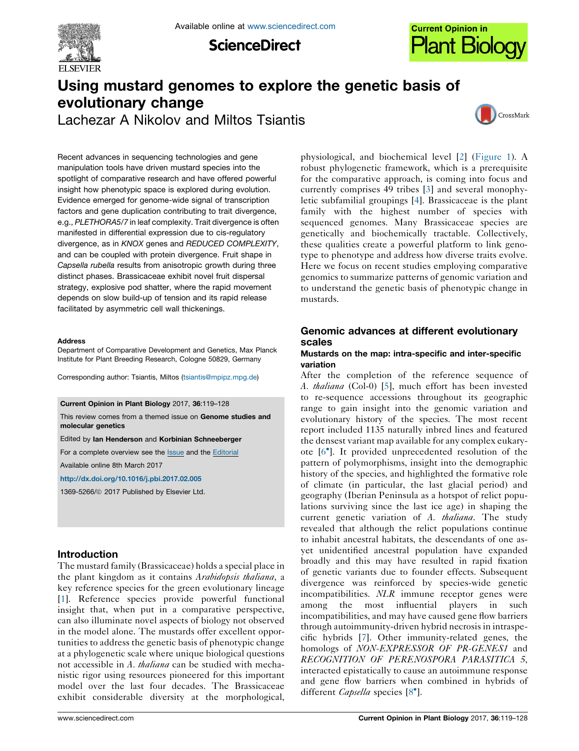# Using mustard genomes to explore the genetic basis of evolutionary change

Lachezar A Nikolov and Miltos Tsiantis

Recent advances in sequencing technologies and gene manipulation tools have driven mustard species into the spotlight of comparative research and have offered powerful insight how phenotypic space is explored during evolution. Evidence emerged for genome-wide signal of transcription factors and gene duplication contributing to trait divergence, e.g., *PLETHORA5/7* in leaf complexity. Trait divergence is often manifested in differential expression due to cis-regulatory divergence, as in *KNOX* genes and *REDUCED COMPLEXITY*, and can be coupled with protein divergence. Fruit shape in *Capsella rubella* results from anisotropic growth during three distinct phases. Brassicaceae exhibit novel fruit dispersal strategy, explosive pod shatter, where the rapid movement depends on slow build-up of tension and its rapid release facilitated by asymmetric cell wall thickenings.

**Address**
Department of Comparative Development and Genetics, Max Planck Institute for Plant Breeding Research, Cologne 50829, Germany

Corresponding author: Tsiantis, Miltos (tsiantis@mpipz.mpg.de)

**Current Opinion in Plant Biology** 2017, **36**:119–128

This review comes from a themed issue on **Genome studies and molecular genetics**

Edited by **Ian Henderson** and **Korbinian Schneeberger**

For a complete overview see the Issue and the Editorial

Available online 8th March 2017

http://dx.doi.org/10.1016/j.pbi.2017.02.005

1369-5266/© 2017 Published by Elsevier Ltd.

## Introduction

The mustard family (Brassicaceae) holds a special place in the plant kingdom as it contains *Arabidopsis thaliana*, a key reference species for the green evolutionary lineage [1]. Reference species provide powerful functional insight that, when put in a comparative perspective, can also illuminate novel aspects of biology not observed in the model alone. The mustards offer excellent opportunities to address the genetic basis of phenotypic change at a phylogenetic scale where unique biological questions not accessible in *A. thaliana* can be studied with mechanistic rigor using resources pioneered for this important model over the last four decades. The Brassicaceae exhibit considerable diversity at the morphological, physiological, and biochemical level [2] (Figure 1). A robust phylogenetic framework, which is a prerequisite for the comparative approach, is coming into focus and currently comprises 49 tribes [3] and several monophyletic subfamilial groupings [4]. Brassicaceae is the plant family with the highest number of species with sequenced genomes. Many Brassicaceae species are genetically and biochemically tractable. Collectively, these qualities create a powerful platform to link genotype to phenotype and address how diverse traits evolve. Here we focus on recent studies employing comparative genomics to summarize patterns of genomic variation and to understand the genetic basis of phenotypic change in mustards.

## Genomic advances at different evolutionary scales

### Mustards on the map: intra-specific and inter-specific variation

After the completion of the reference sequence of *A. thaliana* (Col-0) [5], much effort has been invested to re-sequence accessions throughout its geographic range to gain insight into the genomic variation and evolutionary history of the species. The most recent report included 1135 naturally inbred lines and featured the densest variant map available for any complex eukaryote [6•]. It provided unprecedented resolution of the pattern of polymorphisms, insight into the demographic history of the species, and highlighted the formative role of climate (in particular, the last glacial period) and geography (Iberian Peninsula as a hotspot of relict populations surviving since the last ice age) in shaping the current genetic variation of *A. thaliana*. The study revealed that although the relict populations continue to inhabit ancestral habitats, the descendants of one as-yet unidentified ancestral population have expanded broadly and this may have resulted in rapid fixation of genetic variants due to founder effects. Subsequent divergence was reinforced by species-wide genetic incompatibilities. *NLR* immune receptor genes were among the most influential players in such incompatibilities, and may have caused gene flow barriers through autoimmunity-driven hybrid necrosis in intraspecific hybrids [7]. Other immunity-related genes, the homologs of *NON-EXPRESSOR OF PR-GENES1* and *RECOGNITION OF PERENOSPORA PARASITICA 5*, interacted epistatically to cause an autoimmune response and gene flow barriers when combined in hybrids of different *Capsella* species [8•].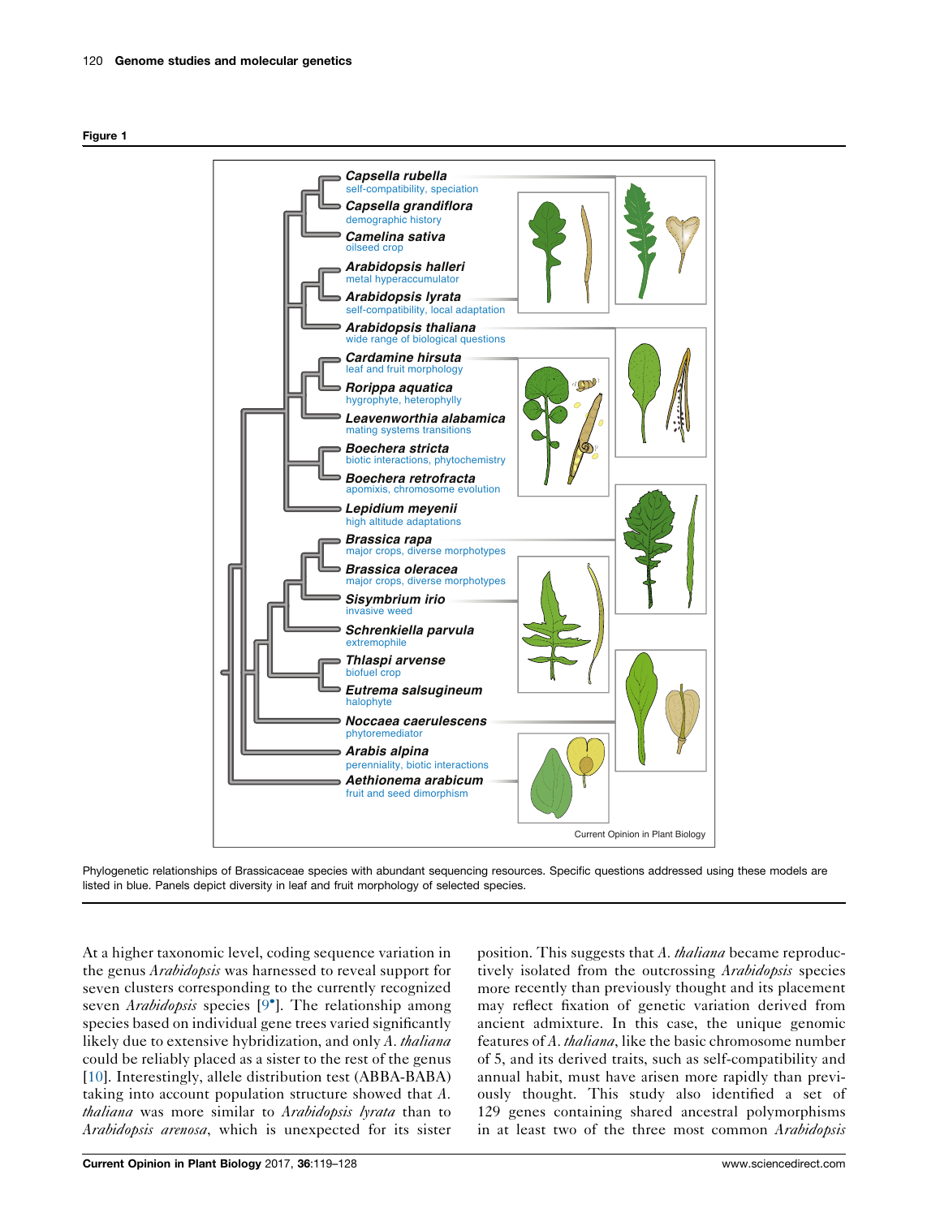**Figure 1**

Capsella rubella
self-compatibility, speciation
Capsella grandiflora
demographic history
Camelina sativa
oilseed crop
Arabidopsis halleri
metal hyperaccumulator
Arabidopsis lyrata
self-compatibility, local adaptation
Arabidopsis thaliana
wide range of biological questions
Cardamine hirsuta
leaf and fruit morphology
Rorippa aquatica
hygrophyte, heterophylly
Leavenworthia alabamica
mating systems transitions
Boechera stricta
biotic interactions, phytochemistry
Boechera retrofracta
apomixis, chromosome evolution
Lepidium meyenii
high altitude adaptations
Brassica rapa
major crops, diverse morphotypes
Brassica oleracea
major crops, diverse morphotypes
Sisymbrium irio
invasive weed
Schrenkiella parvula
extremophile
Thlaspi arvense
biofuel crop
Eutrema salsugineum
halophyte
Noccaea caerulescens
phytoremediator
Arabis alpina
perenniality, biotic interactions
Aethionema arabicum
fruit and seed dimorphism

Current Opinion in Plant Biology

Phylogenetic relationships of Brassicaceae species with abundant sequencing resources. Specific questions addressed using these models are listed in blue. Panels depict diversity in leaf and fruit morphology of selected species.

At a higher taxonomic level, coding sequence variation in the genus *Arabidopsis* was harnessed to reveal support for seven clusters corresponding to the currently recognized seven *Arabidopsis* species [9•]. The relationship among species based on individual gene trees varied significantly likely due to extensive hybridization, and only *A. thaliana* could be reliably placed as a sister to the rest of the genus [10]. Interestingly, allele distribution test (ABBA-BABA) taking into account population structure showed that *A. thaliana* was more similar to *Arabidopsis lyrata* than to *Arabidopsis arenosa*, which is unexpected for its sister position. This suggests that *A. thaliana* became reproductively isolated from the outcrossing *Arabidopsis* species more recently than previously thought and its placement may reflect fixation of genetic variation derived from ancient admixture. In this case, the unique genomic features of *A. thaliana*, like the basic chromosome number of 5, and its derived traits, such as self-compatibility and annual habit, must have arisen more rapidly than previously thought. This study also identified a set of 129 genes containing shared ancestral polymorphisms in at least two of the three most common *Arabidopsis*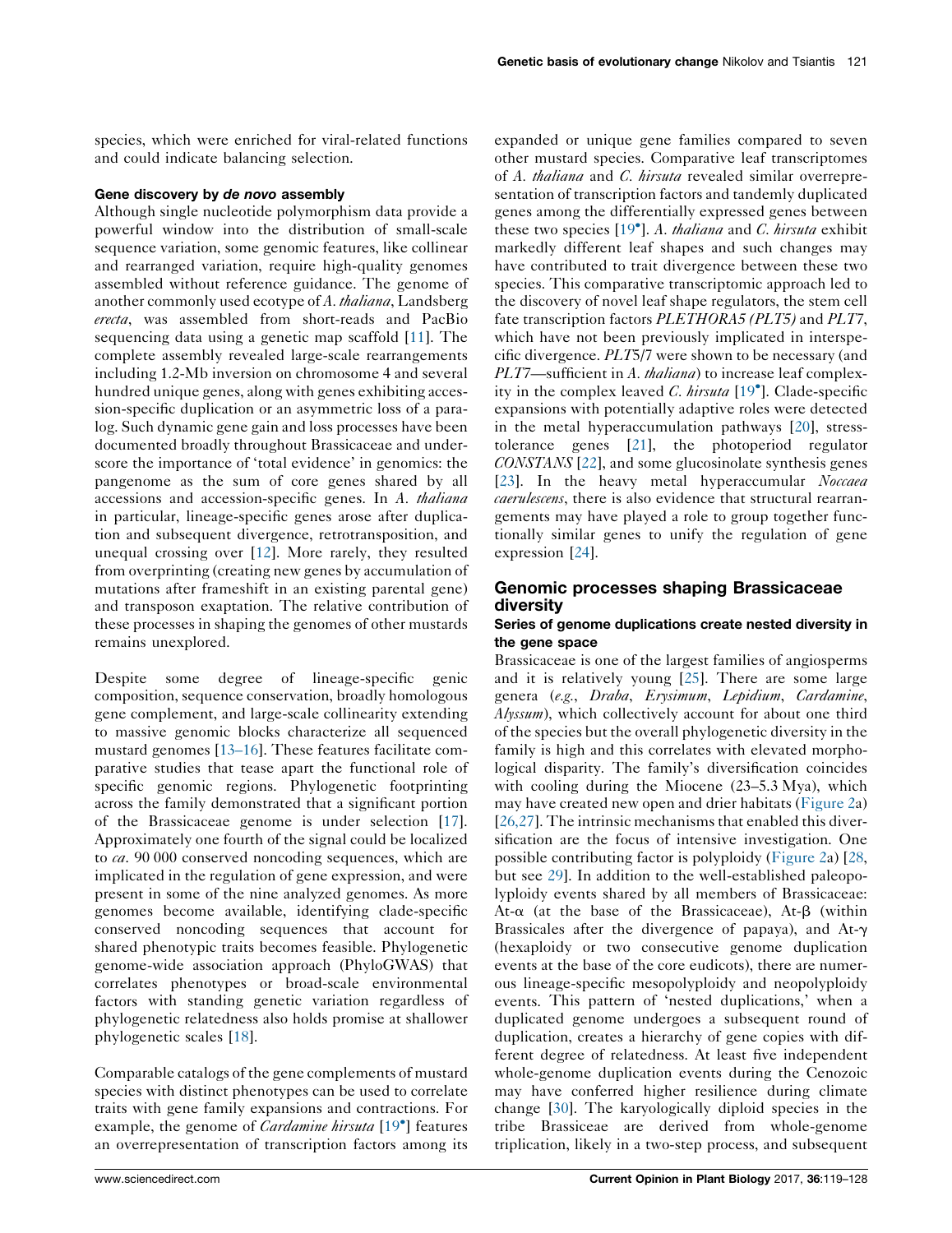species, which were enriched for viral-related functions and could indicate balancing selection.

### Gene discovery by *de novo* assembly

Although single nucleotide polymorphism data provide a powerful window into the distribution of small-scale sequence variation, some genomic features, like collinear and rearranged variation, require high-quality genomes assembled without reference guidance. The genome of another commonly used ecotype of *A. thaliana*, Landsberg *erecta*, was assembled from short-reads and PacBio sequencing data using a genetic map scaffold [11]. The complete assembly revealed large-scale rearrangements including 1.2-Mb inversion on chromosome 4 and several hundred unique genes, along with genes exhibiting accession-specific duplication or an asymmetric loss of a paralog. Such dynamic gene gain and loss processes have been documented broadly throughout Brassicaceae and underscore the importance of 'total evidence' in genomics: the pangenome as the sum of core genes shared by all accessions and accession-specific genes. In *A. thaliana* in particular, lineage-specific genes arose after duplication and subsequent divergence, retrotransposition, and unequal crossing over [12]. More rarely, they resulted from overprinting (creating new genes by accumulation of mutations after frameshift in an existing parental gene) and transposon exaptation. The relative contribution of these processes in shaping the genomes of other mustards remains unexplored.

Despite some degree of lineage-specific genic composition, sequence conservation, broadly homologous gene complement, and large-scale collinearity extending to massive genomic blocks characterize all sequenced mustard genomes [13–16]. These features facilitate comparative studies that tease apart the functional role of specific genomic regions. Phylogenetic footprinting across the family demonstrated that a significant portion of the Brassicaceae genome is under selection [17]. Approximately one fourth of the signal could be localized to *ca*. 90 000 conserved noncoding sequences, which are implicated in the regulation of gene expression, and were present in some of the nine analyzed genomes. As more genomes become available, identifying clade-specific conserved noncoding sequences that account for shared phenotypic traits becomes feasible. Phylogenetic genome-wide association approach (PhyloGWAS) that correlates phenotypes or broad-scale environmental factors with standing genetic variation regardless of phylogenetic relatedness also holds promise at shallower phylogenetic scales [18].

Comparable catalogs of the gene complements of mustard species with distinct phenotypes can be used to correlate traits with gene family expansions and contractions. For example, the genome of *Cardamine hirsuta* [19•] features an overrepresentation of transcription factors among its expanded or unique gene families compared to seven other mustard species. Comparative leaf transcriptomes of *A. thaliana* and *C. hirsuta* revealed similar overrepresentation of transcription factors and tandemly duplicated genes among the differentially expressed genes between these two species [19•]. *A. thaliana* and *C. hirsuta* exhibit markedly different leaf shapes and such changes may have contributed to trait divergence between these two species. This comparative transcriptomic approach led to the discovery of novel leaf shape regulators, the stem cell fate transcription factors *PLETHORA5 (PLT5)* and *PLT7*, which have not been previously implicated in interspecific divergence. *PLT5/7* were shown to be necessary (and *PLT7*—sufficient in *A. thaliana*) to increase leaf complexity in the complex leaved *C. hirsuta* [19•]. Clade-specific expansions with potentially adaptive roles were detected in the metal hyperaccumulation pathways [20], stress-tolerance genes [21], the photoperiod regulator *CONSTANS* [22], and some glucosinolate synthesis genes [23]. In the heavy metal hyperaccumulator *Noccaea caerulescens*, there is also evidence that structural rearrangements may have played a role to group together functionally similar genes to unify the regulation of gene expression [24].

## Genomic processes shaping Brassicaceae diversity

### Series of genome duplications create nested diversity in the gene space

Brassicaceae is one of the largest families of angiosperms and it is relatively young [25]. There are some large genera (*e.g.*, *Draba*, *Erysimum*, *Lepidium*, *Cardamine*, *Alyssum*), which collectively account for about one third of the species but the overall phylogenetic diversity in the family is high and this correlates with elevated morphological disparity. The family's diversification coincides with cooling during the Miocene (23–5.3 Mya), which may have created new open and drier habitats (Figure 2a) [26,27]. The intrinsic mechanisms that enabled this diversification are the focus of intensive investigation. One possible contributing factor is polyploidy (Figure 2a) [28, but see 29]. In addition to the well-established paleopolyploidy events shared by all members of Brassicaceae: At-$\alpha$ (at the base of the Brassicaceae), At-$\beta$ (within Brassicales after the divergence of papaya), and At-$\gamma$ (hexaploidy or two consecutive genome duplication events at the base of the core eudicots), there are numerous lineage-specific mesopolyploidy and neopolyploidy events. This pattern of 'nested duplications,' when a duplicated genome undergoes a subsequent round of duplication, creates a hierarchy of gene copies with different degree of relatedness. At least five independent whole-genome duplication events during the Cenozoic may have conferred higher resilience during climate change [30]. The karyologically diploid species in the tribe Brassiceae are derived from whole-genome triplication, likely in a two-step process, and subsequent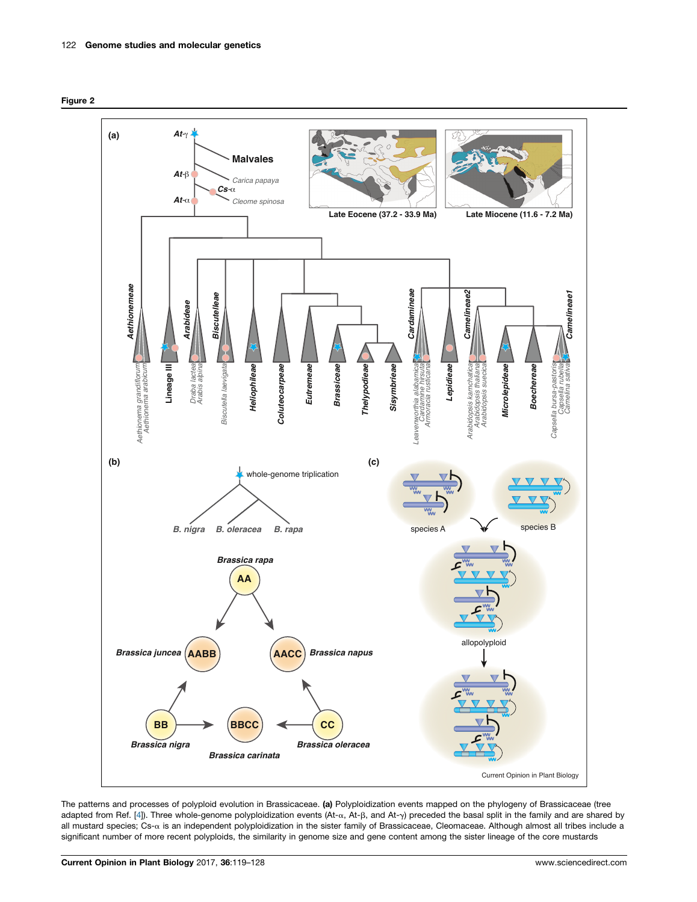**Figure 2**

(a)

At-γ

Malvales

At-β

Carica papaya

Cs-α

At-α

Cleome spinosa

Late Eocene (37.2 - 33.9 Ma)

Late Miocene (11.6 - 7.2 Ma)

Aethionemeae

Aethionema grandiflorum
Aethionema arabicum

Lineage III

Arabideae

Draba lactea
Arabis alpina

Biscutelleae

Biscutella laevigata

Heliophileae

Coluteocarpeae

Eutremeae

Brassiceae

Thelypodieae

Sisymbrieae

Cardamineae

Leavenworthia alabamica
Cardamine hirsuta
Armoracia rusticana

Lepidieae

Camelineae2

Arabidopsis kamchatica
Arabidopsis thaliana
Arabidopsis suecica

Microlepideae

Boechereae

Camelineae1

Capsella bursa-pastoris
Capsella rubella
Camelina sativa

(b)

whole-genome triplication

B. nigra

B. oleracea

B. rapa

Brassica rapa

AA

Brassica juncea

AABB

AACC

Brassica napus

BB

Brassica nigra

BBCC

Brassica carinata

CC

Brassica oleracea

(c)

species A

species B

allopolyploid

Current Opinion in Plant Biology

The patterns and processes of polyploid evolution in Brassicaceae. **(a)** Polyploidization events mapped on the phylogeny of Brassicaceae (tree adapted from Ref. [4]). Three whole-genome polyploidization events (At-α, At-β, and At-γ) preceded the basal split in the family and are shared by all mustard species; Cs-α is an independent polyploidization in the sister family of Brassicaceae, Cleomeaceae. Although almost all tribes include a significant number of more recent polyploids, the similarity in genome size and gene content among the sister lineage of the core mustards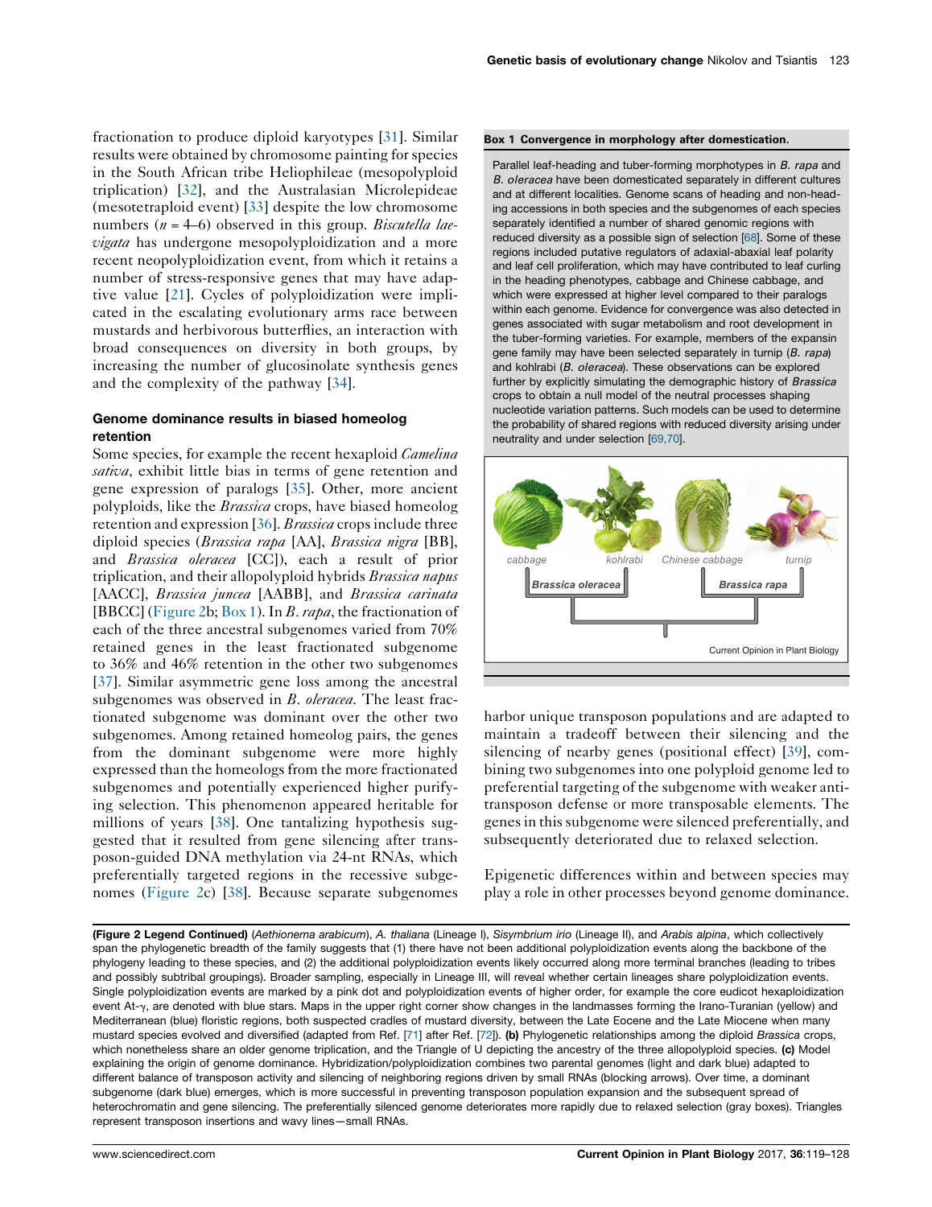fractionation to produce diploid karyotypes [31]. Similar results were obtained by chromosome painting for species in the South African tribe Heliophileae (mesopolyploid triplication) [32], and the Australasian Microlepideae (mesotetraploid event) [33] despite the low chromosome numbers ($n$ = 4–6) observed in this group. *Biscutella laevigata* has undergone mesopolyploidization and a more recent neopolyploidization event, from which it retains a number of stress-responsive genes that may have adaptive value [21]. Cycles of polyploidization were implicated in the escalating evolutionary arms race between mustards and herbivorous butterflies, an interaction with broad consequences on diversity in both groups, by increasing the number of glucosinolate synthesis genes and the complexity of the pathway [34].

### Genome dominance results in biased homeolog retention

Some species, for example the recent hexaploid *Camelina sativa*, exhibit little bias in terms of gene retention and gene expression of paralogs [35]. Other, more ancient polyploids, like the *Brassica* crops, have biased homeolog retention and expression [36]. *Brassica* crops include three diploid species (*Brassica rapa* [AA], *Brassica nigra* [BB], and *Brassica oleracea* [CC]), each a result of prior triplication, and their allopolyploid hybrids *Brassica napus* [AACC], *Brassica juncea* [AABB], and *Brassica carinata* [BBCC] (Figure 2b; Box 1). In *B. rapa*, the fractionation of each of the three ancestral subgenomes varied from 70% retained genes in the least fractionated subgenome to 36% and 46% retention in the other two subgenomes [37]. Similar asymmetric gene loss among the ancestral subgenomes was observed in *B. oleracea*. The least fractionated subgenome was dominant over the other two subgenomes. Among retained homeolog pairs, the genes from the dominant subgenome were more highly expressed than the homeologs from the more fractionated subgenomes and potentially experienced higher purifying selection. This phenomenon appeared heritable for millions of years [38]. One tantalizing hypothesis suggested that it resulted from gene silencing after transposon-guided DNA methylation via 24-nt RNAs, which preferentially targeted regions in the recessive subgenomes (Figure 2c) [38]. Because separate subgenomes harbor unique transposon populations and are adapted to maintain a tradeoff between their silencing and the silencing of nearby genes (positional effect) [39], combining two subgenomes into one polyploid genome led to preferential targeting of the subgenome with weaker anti-transposon defense or more transposable elements. The genes in this subgenome were silenced preferentially, and subsequently deteriorated due to relaxed selection.

Epigenetic differences within and between species may play a role in other processes beyond genome dominance.

**Box 1 Convergence in morphology after domestication.**

Parallel leaf-heading and tuber-forming morphotypes in *B. rapa* and *B. oleracea* have been domesticated separately in different cultures and at different localities. Genome scans of heading and non-heading accessions in both species and the subgenomes of each species separately identified a number of shared genomic regions with reduced diversity as a possible sign of selection [68]. Some of these regions included putative regulators of adaxial-abaxial leaf polarity and leaf cell proliferation, which may have contributed to leaf curling in the heading phenotypes, cabbage and Chinese cabbage, and which were expressed at higher level compared to their paralogs within each genome. Evidence for convergence was also detected in genes associated with sugar metabolism and root development in the tuber-forming varieties. For example, members of the expansin gene family may have been selected separately in turnip (*B. rapa*) and kohlrabi (*B. oleracea*). These observations can be explored further by explicitly simulating the demographic history of *Brassica* crops to obtain a null model of the neutral processes shaping nucleotide variation patterns. Such models can be used to determine the probability of shared regions with reduced diversity arising under neutrality and under selection [69,70].

cabbage
kohlrabi
Chinese cabbage
turnip
Brassica oleracea
Brassica rapa
Current Opinion in Plant Biology

**(Figure 2 Legend Continued)** (*Aethionema arabicum*), *A. thaliana* (Lineage I), *Sisymbrium irio* (Lineage II), and *Arabis alpina*, which collectively span the phylogenetic breadth of the family suggests that (1) there have not been additional polyploidization events along the backbone of the phylogeny leading to these species, and (2) the additional polyploidization events likely occurred along more terminal branches (leading to tribes and possibly subtribal groupings). Broader sampling, especially in Lineage III, will reveal whether certain lineages share polyploidization events. Single polyploidization events are marked by a pink dot and polyploidization events of higher order, for example the core eudicot hexaploidization event At-γ, are denoted with blue stars. Maps in the upper right corner show changes in the landmasses forming the Irano-Turanian (yellow) and Mediterranean (blue) floristic regions, both suspected cradles of mustard diversity, between the Late Eocene and the Late Miocene when many mustard species evolved and diversified (adapted from Ref. [71] after Ref. [72]). **(b)** Phylogenetic relationships among the diploid *Brassica* crops, which nonetheless share an older genome triplication, and the Triangle of U depicting the ancestry of the three allopolyploid species. **(c)** Model explaining the origin of genome dominance. Hybridization/polyploidization combines two parental genomes (light and dark blue) adapted to different balance of transposon activity and silencing of neighboring regions driven by small RNAs (blocking arrows). Over time, a dominant subgenome (dark blue) emerges, which is more successful in preventing transposon population expansion and the subsequent spread of heterochromatin and gene silencing. The preferentially silenced genome deteriorates more rapidly due to relaxed selection (gray boxes). Triangles represent transposon insertions and wavy lines—small RNAs.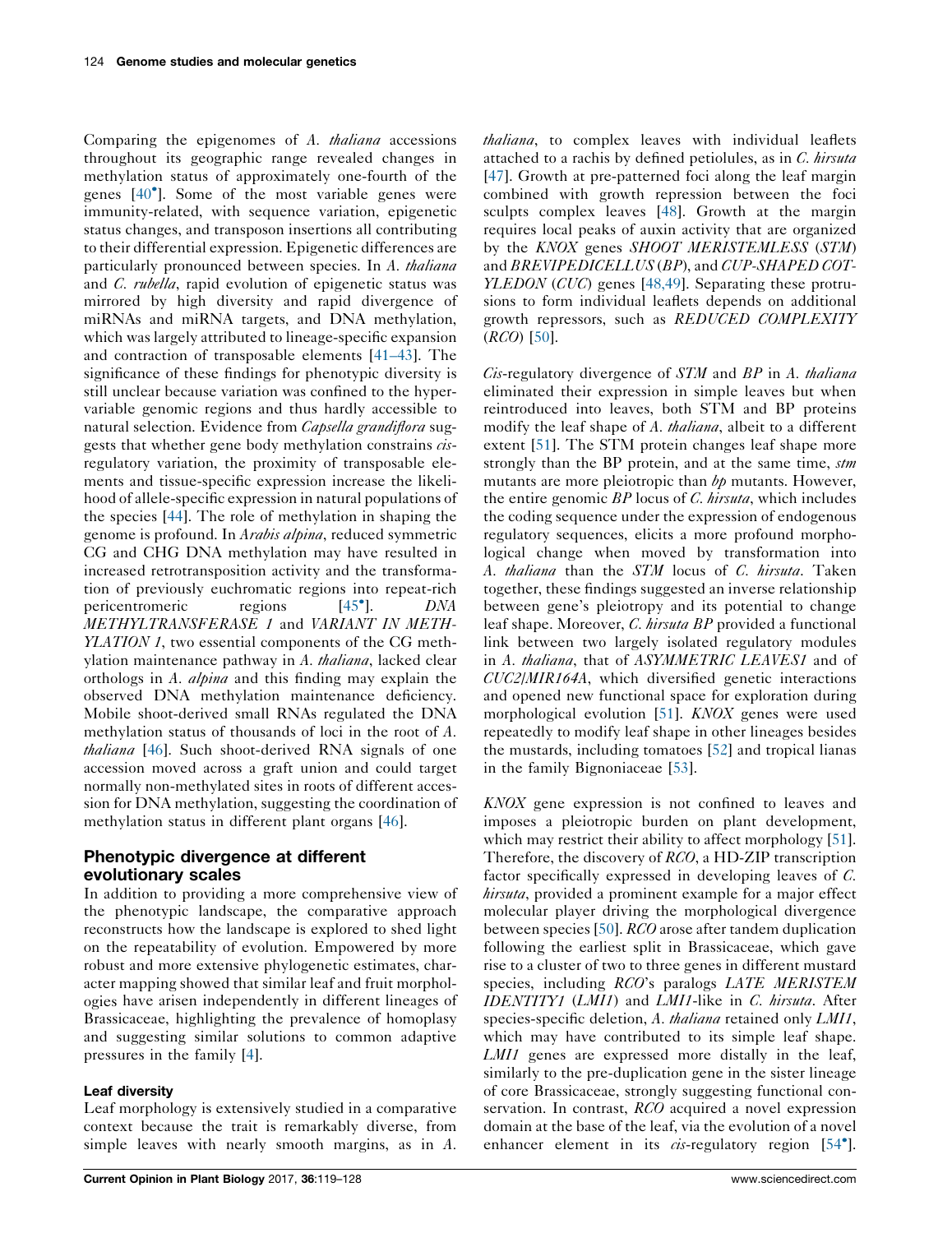Comparing the epigenomes of *A. thaliana* accessions throughout its geographic range revealed changes in methylation status of approximately one-fourth of the genes [40•]. Some of the most variable genes were immunity-related, with sequence variation, epigenetic status changes, and transposon insertions all contributing to their differential expression. Epigenetic differences are particularly pronounced between species. In *A. thaliana* and *C. rubella*, rapid evolution of epigenetic status was mirrored by high diversity and rapid divergence of miRNAs and miRNA targets, and DNA methylation, which was largely attributed to lineage-specific expansion and contraction of transposable elements [41–43]. The significance of these findings for phenotypic diversity is still unclear because variation was confined to the hypervariable genomic regions and thus hardly accessible to natural selection. Evidence from *Capsella grandiflora* suggests that whether gene body methylation constrains *cis*-regulatory variation, the proximity of transposable elements and tissue-specific expression increase the likelihood of allele-specific expression in natural populations of the species [44]. The role of methylation in shaping the genome is profound. In *Arabis alpina*, reduced symmetric CG and CHG DNA methylation may have resulted in increased retrotransposition activity and the transformation of previously euchromatic regions into repeat-rich pericentromeric regions [45•]. *DNA METHYLTRANSFERASE 1* and *VARIANT IN METHYLATION 1*, two essential components of the CG methylation maintenance pathway in *A. thaliana*, lacked clear orthologs in *A. alpina* and this finding may explain the observed DNA methylation maintenance deficiency. Mobile shoot-derived small RNAs regulated the DNA methylation status of thousands of loci in the root of *A. thaliana* [46]. Such shoot-derived RNA signals of one accession moved across a graft union and could target normally non-methylated sites in roots of different accession for DNA methylation, suggesting the coordination of methylation status in different plant organs [46].

## Phenotypic divergence at different evolutionary scales

In addition to providing a more comprehensive view of the phenotypic landscape, the comparative approach reconstructs how the landscape is explored to shed light on the repeatability of evolution. Empowered by more robust and more extensive phylogenetic estimates, character mapping showed that similar leaf and fruit morphologies have arisen independently in different lineages of Brassicaceae, highlighting the prevalence of homoplasy and suggesting similar solutions to common adaptive pressures in the family [4].

### Leaf diversity

Leaf morphology is extensively studied in a comparative context because the trait is remarkably diverse, from simple leaves with nearly smooth margins, as in *A. thaliana*, to complex leaves with individual leaflets attached to a rachis by defined petiolules, as in *C. hirsuta* [47]. Growth at pre-patterned foci along the leaf margin combined with growth repression between the foci sculpts complex leaves [48]. Growth at the margin requires local peaks of auxin activity that are organized by the *KNOX* genes *SHOOT MERISTEMLESS* (*STM*) and *BREVIPEDICELLUS* (*BP*), and *CUP-SHAPED COTYLEDON* (*CUC*) genes [48,49]. Separating these protrusions to form individual leaflets depends on additional growth repressors, such as *REDUCED COMPLEXITY* (*RCO*) [50].

*Cis*-regulatory divergence of *STM* and *BP* in *A. thaliana* eliminated their expression in simple leaves but when reintroduced into leaves, both STM and BP proteins modify the leaf shape of *A. thaliana*, albeit to a different extent [51]. The STM protein changes leaf shape more strongly than the BP protein, and at the same time, *stm* mutants are more pleiotropic than *bp* mutants. However, the entire genomic *BP* locus of *C. hirsuta*, which includes the coding sequence under the expression of endogenous regulatory sequences, elicits a more profound morphological change when moved by transformation into *A. thaliana* than the *STM* locus of *C. hirsuta*. Taken together, these findings suggested an inverse relationship between gene's pleiotropy and its potential to change leaf shape. Moreover, *C. hirsuta BP* provided a functional link between two largely isolated regulatory modules in *A. thaliana*, that of *ASYMMETRIC LEAVES1* and of *CUC2*/*MIR164A*, which diversified genetic interactions and opened new functional space for exploration during morphological evolution [51]. *KNOX* genes were used repeatedly to modify leaf shape in other lineages besides the mustards, including tomatoes [52] and tropical lianas in the family Bignoniaceae [53].

*KNOX* gene expression is not confined to leaves and imposes a pleiotropic burden on plant development, which may restrict their ability to affect morphology [51]. Therefore, the discovery of *RCO*, a HD-ZIP transcription factor specifically expressed in developing leaves of *C. hirsuta*, provided a prominent example for a major effect molecular player driving the morphological divergence between species [50]. *RCO* arose after tandem duplication following the earliest split in Brassicaceae, which gave rise to a cluster of two to three genes in different mustard species, including *RCO*'s paralogs *LATE MERISTEM IDENTITY1* (*LMI1*) and *LMI1*-like in *C. hirsuta*. After species-specific deletion, *A. thaliana* retained only *LMI1*, which may have contributed to its simple leaf shape. *LMI1* genes are expressed more distally in the leaf, similarly to the pre-duplication gene in the sister lineage of core Brassicaceae, strongly suggesting functional conservation. In contrast, *RCO* acquired a novel expression domain at the base of the leaf, via the evolution of a novel enhancer element in its *cis*-regulatory region [54•].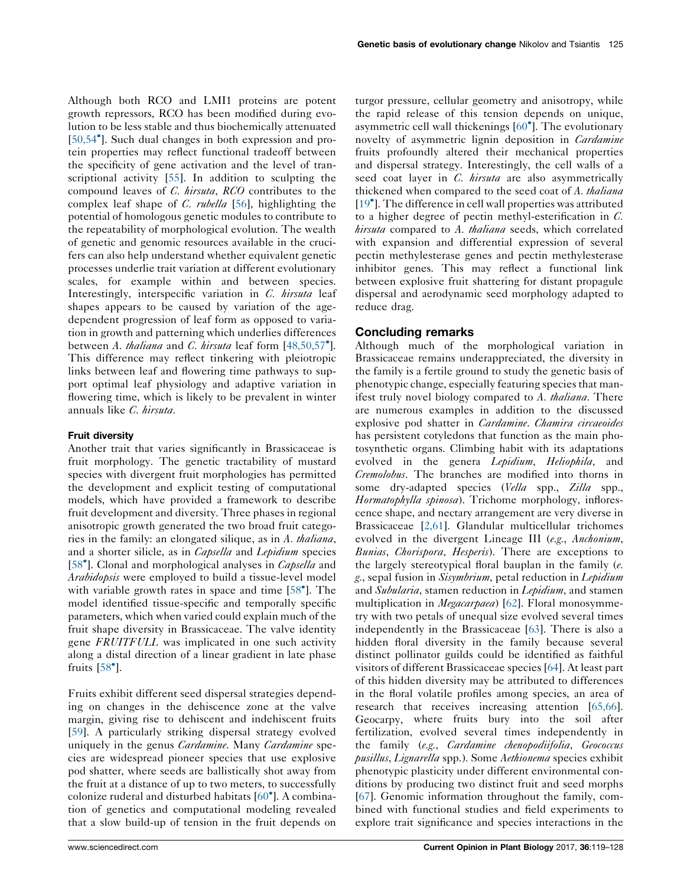Although both RCO and LMI1 proteins are potent growth repressors, RCO has been modified during evolution to be less stable and thus biochemically attenuated [50,54•]. Such dual changes in both expression and protein properties may reflect functional tradeoff between the specificity of gene activation and the level of transcriptional activity [55]. In addition to sculpting the compound leaves of *C. hirsuta*, *RCO* contributes to the complex leaf shape of *C. rubella* [56], highlighting the potential of homologous genetic modules to contribute to the repeatability of morphological evolution. The wealth of genetic and genomic resources available in the crucifers can also help understand whether equivalent genetic processes underlie trait variation at different evolutionary scales, for example within and between species. Interestingly, interspecific variation in *C. hirsuta* leaf shapes appears to be caused by variation of the age-dependent progression of leaf form as opposed to variation in growth and patterning which underlies differences between *A. thaliana* and *C. hirsuta* leaf form [48,50,57•]. This difference may reflect tinkering with pleiotropic links between leaf and flowering time pathways to support optimal leaf physiology and adaptive variation in flowering time, which is likely to be prevalent in winter annuals like *C. hirsuta*.

### Fruit diversity

Another trait that varies significantly in Brassicaceae is fruit morphology. The genetic tractability of mustard species with divergent fruit morphologies has permitted the development and explicit testing of computational models, which have provided a framework to describe fruit development and diversity. Three phases in regional anisotropic growth generated the two broad fruit categories in the family: an elongated silique, as in *A. thaliana*, and a shorter silicle, as in *Capsella* and *Lepidium* species [58•]. Clonal and morphological analyses in *Capsella* and *Arabidopsis* were employed to build a tissue-level model with variable growth rates in space and time [58•]. The model identified tissue-specific and temporally specific parameters, which when varied could explain much of the fruit shape diversity in Brassicaceae. The valve identity gene *FRUITFULL* was implicated in one such activity along a distal direction of a linear gradient in late phase fruits [58•].

Fruits exhibit different seed dispersal strategies depending on changes in the dehiscence zone at the valve margin, giving rise to dehiscent and indehiscent fruits [59]. A particularly striking dispersal strategy evolved uniquely in the genus *Cardamine*. Many *Cardamine* species are widespread pioneer species that use explosive pod shatter, where seeds are ballistically shot away from the fruit at a distance of up to two meters, to successfully colonize ruderal and disturbed habitats [60•]. A combination of genetics and computational modeling revealed that a slow build-up of tension in the fruit depends on turgor pressure, cellular geometry and anisotropy, while the rapid release of this tension depends on unique, asymmetric cell wall thickenings [60•]. The evolutionary novelty of asymmetric lignin deposition in *Cardamine* fruits profoundly altered their mechanical properties and dispersal strategy. Interestingly, the cell walls of a seed coat layer in *C. hirsuta* are also asymmetrically thickened when compared to the seed coat of *A. thaliana* [19•]. The difference in cell wall properties was attributed to a higher degree of pectin methyl-esterification in *C. hirsuta* compared to *A. thaliana* seeds, which correlated with expansion and differential expression of several pectin methylesterase genes and pectin methylesterase inhibitor genes. This may reflect a functional link between explosive fruit shattering for distant propagule dispersal and aerodynamic seed morphology adapted to reduce drag.

## Concluding remarks

Although much of the morphological variation in Brassicaceae remains underappreciated, the diversity in the family is a fertile ground to study the genetic basis of phenotypic change, especially featuring species that manifest truly novel biology compared to *A. thaliana*. There are numerous examples in addition to the discussed explosive pod shatter in *Cardamine*. *Chamira circaeoides* has persistent cotyledons that function as the main photosynthetic organs. Climbing habit with its adaptations evolved in the genera *Lepidium*, *Heliophila*, and *Cremolobus*. The branches are modified into thorns in some dry-adapted species (*Vella* spp., *Zilla* spp., *Hormatophylla spinosa*). Trichome morphology, inflorescence shape, and nectary arrangement are very diverse in Brassicaceae [2,61]. Glandular multicellular trichomes evolved in the divergent Lineage III (*e.g.*, *Anchonium*, *Bunias*, *Chorispora*, *Hesperis*). There are exceptions to the largely stereotypical floral bauplan in the family (*e.g.*, sepal fusion in *Sisymbrium*, petal reduction in *Lepidium* and *Subularia*, stamen reduction in *Lepidium*, and stamen multiplication in *Megacarpaea*) [62]. Floral monosymmetry with two petals of unequal size evolved several times independently in the Brassicaceae [63]. There is also a hidden floral diversity in the family because several distinct pollinator guilds could be identified as faithful visitors of different Brassicaceae species [64]. At least part of this hidden diversity may be attributed to differences in the floral volatile profiles among species, an area of research that receives increasing attention [65,66]. Geocarpy, where fruits bury into the soil after fertilization, evolved several times independently in the family (*e.g.*, *Cardamine chenopodiifolia*, *Geococcus pusillus*, *Lignarella* spp.). Some *Aethionema* species exhibit phenotypic plasticity under different environmental conditions by producing two distinct fruit and seed morphs [67]. Genomic information throughout the family, combined with functional studies and field experiments to explore trait significance and species interactions in the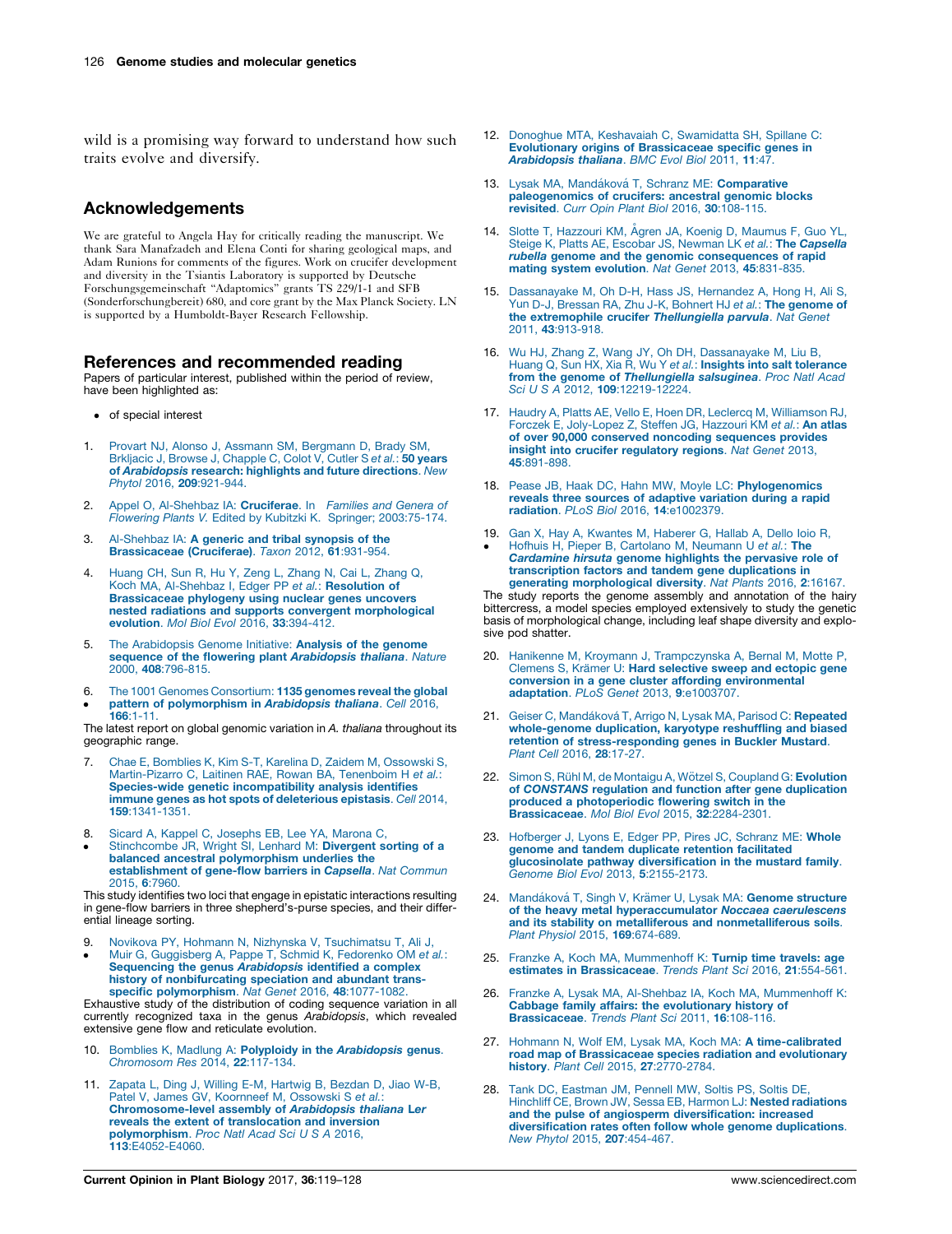wild is a promising way forward to understand how such traits evolve and diversify.

## Acknowledgements

We are grateful to Angela Hay for critically reading the manuscript. We thank Sara Manafzadeh and Elena Conti for sharing geological maps, and Adam Runions for comments of the figures. Work on crucifer development and diversity in the Tsiantis Laboratory is supported by Deutsche Forschungsgemeinschaft "Adaptomics" grants TS 229/1-1 and SFB (Sonderforschungbereit) 680, and core grant by the Max Planck Society. LN is supported by a Humboldt-Bayer Research Fellowship.

## References and recommended reading

Papers of particular interest, published within the period of review, have been highlighted as:

- of special interest

1. Provart NJ, Alonso J, Assmann SM, Bergmann D, Brady SM, Brkljacic J, Browse J, Chapple C, Colot V, Cutler S *et al.*: **50 years of *Arabidopsis* research: highlights and future directions**. *New Phytol* 2016, **209**:921-944.

2. Appel O, Al-Shehbaz IA: **Cruciferae**. In *Families and Genera of Flowering Plants V.* Edited by Kubitzki K. Springer; 2003:75-174.

3. Al-Shehbaz IA: **A generic and tribal synopsis of the Brassicaceae (Cruciferae)**. *Taxon* 2012, **61**:931-954.

4. Huang CH, Sun R, Hu Y, Zeng L, Zhang N, Cai L, Zhang Q, Koch MA, Al-Shehbaz I, Edger PP *et al.*: **Resolution of Brassicaceae phylogeny using nuclear genes uncovers nested radiations and supports convergent morphological evolution**. *Mol Biol Evol* 2016, **33**:394-412.

5. The Arabidopsis Genome Initiative: **Analysis of the genome sequence of the flowering plant *Arabidopsis thaliana***. *Nature* 2000, **408**:796-815.

6. • The 1001 Genomes Consortium: **1135 genomes reveal the global pattern of polymorphism in *Arabidopsis thaliana***. *Cell* 2016, **166**:1-11.
The latest report on global genomic variation in *A. thaliana* throughout its geographic range.

7. Chae E, Bomblies K, Kim S-T, Karelina D, Zaidem M, Ossowski S, Martin-Pizarro C, Laitinen RAE, Rowan BA, Tenenboim H *et al.*: **Species-wide genetic incompatibility analysis identifies immune genes as hot spots of deleterious epistasis**. *Cell* 2014, **159**:1341-1351.

8. • Sicard A, Kappel C, Josephs EB, Lee YA, Marona C, Stinchcombe JR, Wright SI, Lenhard M: **Divergent sorting of a balanced ancestral polymorphism underlies the establishment of gene-flow barriers in *Capsella***. *Nat Commun* 2015, **6**:7960.
This study identifies two loci that engage in epistatic interactions resulting in gene-flow barriers in three shepherd's-purse species, and their differential lineage sorting.

9. • Novikova PY, Hohmann N, Nizhynska V, Tsuchimatsu T, Ali J, Muir G, Guggisberg A, Paape T, Schmid K, Fedorenko OM *et al.*: **Sequencing the genus *Arabidopsis* identified a complex history of nonbifurcating speciation and abundant trans-specific polymorphism**. *Nat Genet* 2016, **48**:1077-1082.
Exhaustive study of the distribution of coding sequence variation in all currently recognized taxa in the genus *Arabidopsis*, which revealed extensive gene flow and reticulate evolution.

10. Bomblies K, Madlung A: **Polyploidy in the *Arabidopsis* genus**. *Chromosom Res* 2014, **22**:117-134.

11. Zapata L, Ding J, Willing E-M, Hartwig B, Bezdan D, Jiao W-B, Patel V, James GV, Koornneef M, Ossowski S *et al.*: **Chromosome-level assembly of *Arabidopsis thaliana* Ler reveals the extent of translocation and inversion polymorphism**. *Proc Natl Acad Sci U S A* 2016, **113**:E4052-E4060.

12. Donoghue MTA, Keshavaiah C, Swamidatta SH, Spillane C: **Evolutionary origins of Brassicaceae specific genes in *Arabidopsis thaliana***. *BMC Evol Biol* 2011, **11**:47.

13. Lysak MA, Mandáková T, Schranz ME: **Comparative paleogenomics of crucifers: ancestral genomic blocks revisited**. *Curr Opin Plant Biol* 2016, **30**:108-115.

14. Slotte T, Hazzouri KM, Ågren JA, Koenig D, Maumus F, Guo YL, Steige K, Platts AE, Escobar JS, Newman LK *et al.*: **The *Capsella rubella* genome and the genomic consequences of rapid mating system evolution**. *Nat Genet* 2013, **45**:831-835.

15. Dassanayake M, Oh D-H, Hass JS, Hernandez A, Hong H, Ali S, Yun D-J, Bressan RA, Zhu J-K, Bohnert HJ *et al.*: **The genome of the extremophile crucifer *Thellungiella parvula***. *Nat Genet* 2011, **43**:913-918.

16. Wu HJ, Zhang Z, Wang JY, Oh DH, Dassanayake M, Liu B, Huang Q, Sun HX, Xia R, Wu Y *et al.*: **Insights into salt tolerance from the genome of *Thellungiella salsuginea***. *Proc Natl Acad Sci U S A* 2012, **109**:12219-12224.

17. Haudry A, Platts AE, Vello E, Hoen DR, Leclercq M, Williamson RJ, Forczek E, Joly-Lopez Z, Steffen JG, Hazzouri KM *et al.*: **An atlas of over 90,000 conserved noncoding sequences provides insight into crucifer regulatory regions**. *Nat Genet* 2013, **45**:891-898.

18. Pease JB, Haak DC, Hahn MW, Moyle LC: **Phylogenomics reveals three sources of adaptive variation during a rapid radiation**. *PLoS Biol* 2016, **14**:e1002379.

19. • Gan X, Hay A, Kwantes M, Haberer G, Hallab A, Dello Ioio R, Hofhuis H, Pieper B, Cartolano M, Neumann U *et al.*: **The *Cardamine hirsuta* genome highlights the pervasive role of transcription factors and tandem gene duplications in generating morphological diversity**. *Nat Plants* 2016, **2**:16167.
The study reports the genome assembly and annotation of the hairy bittercress, a model species employed extensively to study the genetic basis of morphological change, including leaf shape diversity and explosive pod shatter.

20. Hanikenne M, Kroymann J, Trampczynska A, Bernal M, Motte P, Clemens S, Krämer U: **Hard selective sweep and ectopic gene conversion in a gene cluster affording environmental adaptation**. *PLoS Genet* 2013, **9**:e1003707.

21. Geiser C, Mandáková T, Arrigo N, Lysak MA, Parisod C: **Repeated whole-genome duplication, karyotype reshuffling and biased retention of stress-responding genes in Buckler Mustard**. *Plant Cell* 2016, **28**:17-27.

22. Simon S, Rühl M, de Montaigu A, Wötzel S, Coupland G: **Evolution of *CONSTANS* regulation and function after gene duplication produced a photoperiodic flowering switch in the Brassicaceae**. *Mol Biol Evol* 2015, **32**:2284-2301.

23. Hofberger J, Lyons E, Edger PP, Pires JC, Schranz ME: **Whole genome and tandem duplicate retention facilitated glucosinolate pathway diversification in the mustard family**. *Genome Biol Evol* 2013, **5**:2155-2173.

24. Mandáková T, Singh V, Krämer U, Lysak MA: **Genome structure of the heavy metal hyperaccumulator *Noccaea caerulescens* and its stability on metalliferous and nonmetalliferous soils**. *Plant Physiol* 2015, **169**:674-689.

25. Franzke A, Koch MA, Mummenhoff K: **Turnip time travels: age estimates in Brassicaceae**. *Trends Plant Sci* 2016, **21**:554-561.

26. Franzke A, Lysak MA, Al-Shehbaz IA, Koch MA, Mummenhoff K: **Cabbage family affairs: the evolutionary history of Brassicaceae**. *Trends Plant Sci* 2011, **16**:108-116.

27. Hohmann N, Wolf EM, Lysak MA, Koch MA: **A time-calibrated road map of Brassicaceae species radiation and evolutionary history**. *Plant Cell* 2015, **27**:2770-2784.

28. Tank DC, Eastman JM, Pennell MW, Soltis PS, Soltis DE, Hinchliff CE, Brown JW, Sessa EB, Harmon LJ: **Nested radiations and the pulse of angiosperm diversification: increased diversification rates often follow whole genome duplications**. *New Phytol* 2015, **207**:454-467.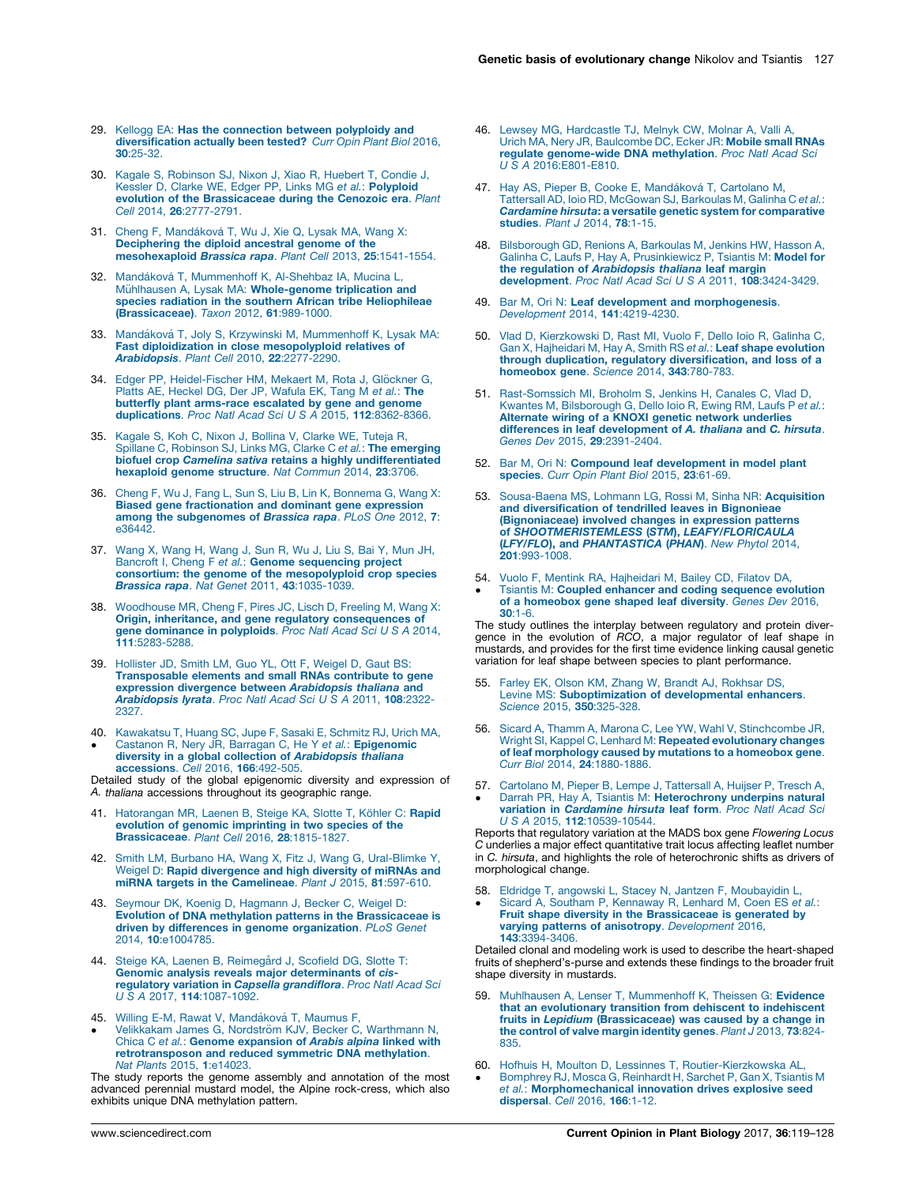29. Kellogg EA: **Has the connection between polyploidy and diversification actually been tested?** *Curr Opin Plant Biol* 2016, **30**:25-32.

30. Kagale S, Robinson SJ, Nixon J, Xiao R, Huebert T, Condie J, Kessler D, Clarke WE, Edger PP, Links MG *et al.*: **Polyploid evolution of the Brassicaceae during the Cenozoic era**. *Plant Cell* 2014, **26**:2777-2791.

31. Cheng F, Mandáková T, Wu J, Xie Q, Lysak MA, Wang X: **Deciphering the diploid ancestral genome of the mesohexaploid *Brassica rapa***. *Plant Cell* 2013, **25**:1541-1554.

32. Mandáková T, Mummenhoff K, Al-Shehbaz IA, Mucina L, Mühlhausen A, Lysak MA: **Whole-genome triplication and species radiation in the southern African tribe Heliophileae (Brassicaceae)**. *Taxon* 2012, **61**:989-1000.

33. Mandáková T, Joly S, Krzywinski M, Mummenhoff K, Lysak MA: **Fast diploidization in close mesopolyploid relatives of *Arabidopsis***. *Plant Cell* 2010, **22**:2277-2290.

34. Edger PP, Heidel-Fischer HM, Mekaert M, Rota J, Glöckner G, Platts AE, Heckel DG, Der JP, Wafula EK, Tang M *et al.*: **The butterfly plant arms-race escalated by gene and genome duplications**. *Proc Natl Acad Sci U S A* 2015, **112**:8362-8366.

35. Kagale S, Koh C, Nixon J, Bollina V, Clarke WE, Tuteja R, Spillane C, Robinson SJ, Links MG, Clarke C *et al.*: **The emerging biofuel crop *Camelina sativa* retains a highly undifferentiated hexaploid genome structure**. *Nat Commun* 2014, **23**:3706.

36. Cheng F, Wu J, Fang L, Sun S, Liu B, Lin K, Bonnema G, Wang X: **Biased gene fractionation and dominant gene expression among the subgenomes of *Brassica rapa***. *PLoS One* 2012, **7**: e36442.

37. Wang X, Wang H, Wang J, Sun R, Wu J, Liu S, Bai Y, Mun JH, Bancroft I, Cheng F *et al.*: **Genome sequencing project consortium: the genome of the mesopolyploid crop species *Brassica rapa***. *Nat Genet* 2011, **43**:1035-1039.

38. Woodhouse MR, Cheng F, Pires JC, Lisch D, Freeling M, Wang X: **Origin, inheritance, and gene regulatory consequences of gene dominance in polyploids**. *Proc Natl Acad Sci U S A* 2014, **111**:5283-5288.

39. Hollister JD, Smith LM, Guo YL, Ott F, Weigel D, Gaut BS: **Transposable elements and small RNAs contribute to gene expression divergence between *Arabidopsis thaliana* and *Arabidopsis lyrata***. *Proc Natl Acad Sci U S A* 2011, **108**:2322-2327.

40. • Kawakatsu T, Huang SC, Jupe F, Sasaki E, Schmitz RJ, Urich MA, Castanon R, Nery JR, Barragan C, He Y *et al.*: **Epigenomic diversity in a global collection of *Arabidopsis thaliana* accessions**. *Cell* 2016, **166**:492-505.
Detailed study of the global epigenomic diversity and expression of *A. thaliana* accessions throughout its geographic range.

41. Hatorangan MR, Laenen B, Steige KA, Slotte T, Köhler C: **Rapid evolution of genomic imprinting in two species of the Brassicaceae**. *Plant Cell* 2016, **28**:1815-1827.

42. Smith LM, Burbano HA, Wang X, Fitz J, Wang G, Ural-Blimke Y, Weigel D: **Rapid divergence and high diversity of miRNAs and miRNA targets in the Camelineae**. *Plant J* 2015, **81**:597-610.

43. Seymour DK, Koenig D, Hagmann J, Becker C, Weigel D: **Evolution of DNA methylation patterns in the Brassicaceae is driven by differences in genome organization**. *PLoS Genet* 2014, **10**:e1004785.

44. Steige KA, Laenen B, Reimegård J, Scofield DG, Slotte T: **Genomic analysis reveals major determinants of *cis*-regulatory variation in *Capsella grandiflora***. *Proc Natl Acad Sci U S A* 2017, **114**:1087-1092.

45. • Willing E-M, Rawat V, Mandáková T, Maumus F, Velikkakam James G, Nordström KJV, Becker C, Warthmann N, Chica C *et al.*: **Genome expansion of *Arabis alpina* linked with retrotransposon and reduced symmetric DNA methylation**. *Nat Plants* 2015, **1**:e14023.
The study reports the genome assembly and annotation of the most advanced perennial mustard model, the Alpine rock-cress, which also exhibits unique DNA methylation pattern.

46. Lewsey MG, Hardcastle TJ, Melnyk CW, Molnar A, Valli A, Urich MA, Nery JR, Baulcombe DC, Ecker JR: **Mobile small RNAs regulate genome-wide DNA methylation**. *Proc Natl Acad Sci U S A* 2016:E801-E810.

47. Hay AS, Pieper B, Cooke E, Mandáková T, Cartolano M, Tattersall AD, Ioio RD, McGowan SJ, Barkoulas M, Galinha C *et al.*: ***Cardamine hirsuta*: a versatile genetic system for comparative studies**. *Plant J* 2014, **78**:1-15.

48. Bilsborough GD, Renions A, Barkoulas M, Jenkins HW, Hasson A, Galinha C, Laufs P, Hay A, Prusinkiewicz P, Tsiantis M: **Model for the regulation of *Arabidopsis thaliana* leaf margin development**. *Proc Natl Acad Sci U S A* 2011, **108**:3424-3429.

49. Bar M, Ori N: **Leaf development and morphogenesis**. *Development* 2014, **141**:4219-4230.

50. Vlad D, Kierzkowski D, Rast MI, Vuolo F, Dello Ioio R, Galinha C, Gan X, Hajheidari M, Hay A, Smith RS *et al.*: **Leaf shape evolution through duplication, regulatory diversification, and loss of a homeobox gene**. *Science* 2014, **343**:780-783.

51. Rast-Somssich MI, Broholm S, Jenkins H, Canales C, Vlad D, Kwantes M, Bilsborough G, Dello Ioio R, Ewing RM, Laufs P *et al.*: **Alternate wiring of a KNOXI genetic network underlies differences in leaf development of *A. thaliana* and *C. hirsuta***. *Genes Dev* 2015, **29**:2391-2404.

52. Bar M, Ori N: **Compound leaf development in model plant species**. *Curr Opin Plant Biol* 2015, **23**:61-69.

53. Sousa-Baena MS, Lohmann LG, Rossi M, Sinha NR: **Acquisition and diversification of tendrilled leaves in Bignonieae (Bignoniaceae) involved changes in expression patterns of *SHOOTMERISTEMLESS* (*STM*), *LEAFY/FLORICAULA* (*LFY/FLO*), and *PHANTASTICA* (*PHAN*)**. *New Phytol* 2014, **201**:993-1008.

54. • Vuolo F, Mentink RA, Hajheidari M, Bailey CD, Filatov DA, Tsiantis M: **Coupled enhancer and coding sequence evolution of a homeobox gene shaped leaf diversity**. *Genes Dev* 2016, **30**:1-6.
The study outlines the interplay between regulatory and protein divergence in the evolution of *RCO*, a major regulator of leaf shape in mustards, and provides for the first time evidence linking causal genetic variation for leaf shape between species to plant performance.

55. Farley EK, Olson KM, Zhang W, Brandt AJ, Rokhsar DS, Levine MS: **Suboptimization of developmental enhancers**. *Science* 2015, **350**:325-328.

56. Sicard A, Thamm A, Marona C, Lee YW, Wahl V, Stinchcombe JR, Wright SI, Kappel C, Lenhard M: **Repeated evolutionary changes of leaf morphology caused by mutations to a homeobox gene**. *Curr Biol* 2014, **24**:1880-1886.

57. • Cartolano M, Pieper B, Lempe J, Tattersall A, Huijser P, Tresch A, Darrah PR, Hay A, Tsiantis M: **Heterochrony underpins natural variation in *Cardamine hirsuta* leaf form**. *Proc Natl Acad Sci U S A* 2015, **112**:10539-10544.
Reports that regulatory variation at the MADS box gene *Flowering Locus C* underlies a major effect quantitative trait locus affecting leaflet number in *C. hirsuta*, and highlights the role of heterochronic shifts as drivers of morphological change.

58. • Eldridge T, angowski L, Stacey N, Jantzen F, Moubayidin L, Sicard A, Southam P, Kennaway R, Lenhard M, Coen ES *et al.*: **Fruit shape diversity in the Brassicaceae is generated by varying patterns of anisotropy**. *Development* 2016, **143**:3394-3406.
Detailed clonal and modeling work is used to describe the heart-shaped fruits of shepherd's-purse and extends these findings to the broader fruit shape diversity in mustards.

59. Muhlhausen A, Lenser T, Mummenhoff K, Theissen G: **Evidence that an evolutionary transition from dehiscent to indehiscent fruits in *Lepidium* (Brassicaceae) was caused by a change in the control of valve margin identity genes**. *Plant J* 2013, **73**:824-835.

60. • Hofhuis H, Moulton D, Lessinnes T, Routier-Kierzkowska AL, Bomphrey RJ, Mosca G, Reinhardt H, Sarchet P, Gan X, Tsiantis M *et al.*: **Morphomechanical innovation drives explosive seed dispersal**. *Cell* 2016, **166**:1-12.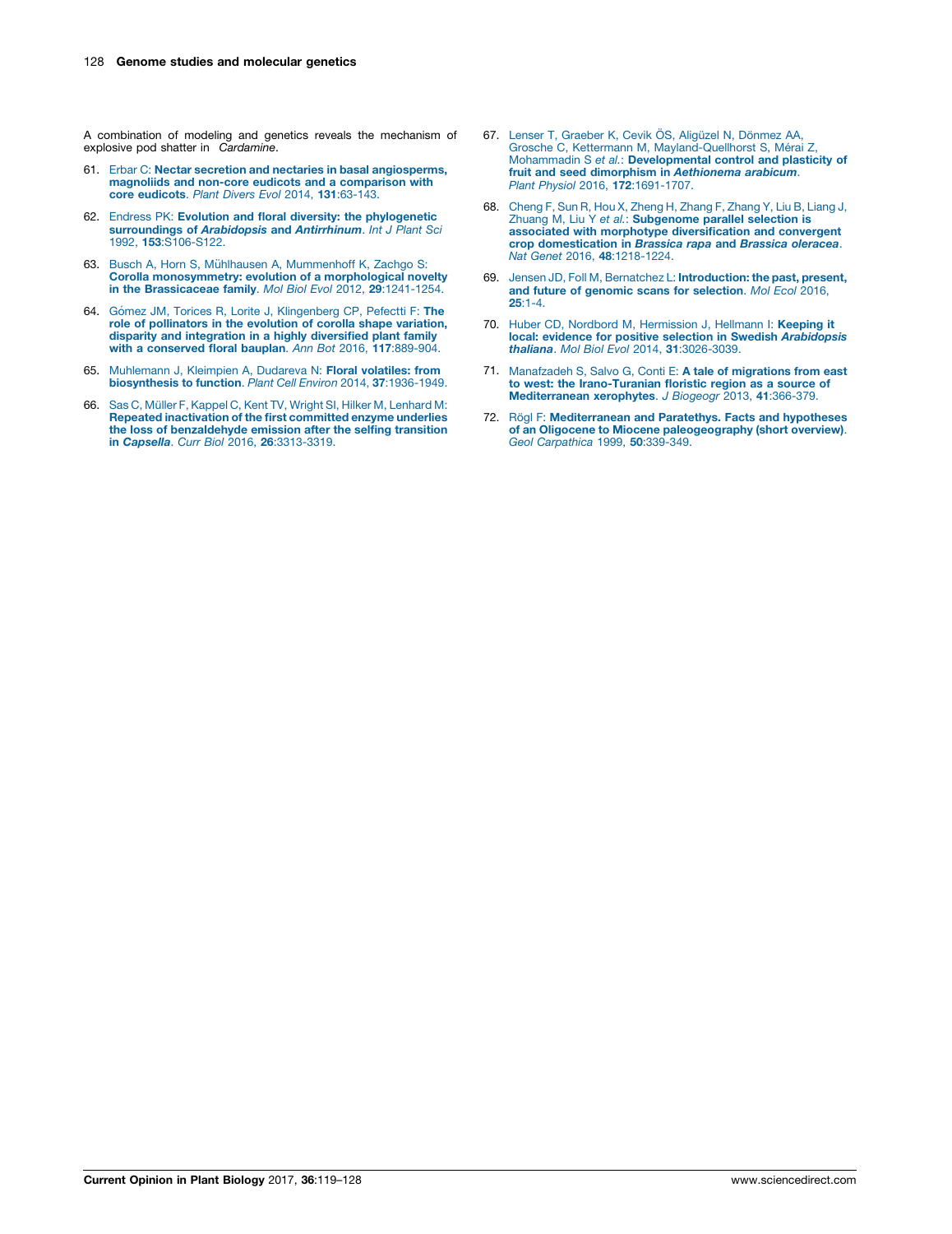A combination of modeling and genetics reveals the mechanism of explosive pod shatter in *Cardamine*.

61. Erbar C: **Nectar secretion and nectaries in basal angiosperms, magnoliids and non-core eudicots and a comparison with core eudicots**. *Plant Divers Evol* 2014, **131**:63-143.

62. Endress PK: **Evolution and floral diversity: the phylogenetic surroundings of *Arabidopsis* and *Antirrhinum***. *Int J Plant Sci* 1992, **153**:S106-S122.

63. Busch A, Horn S, Mühlhausen A, Mummenhoff K, Zachgo S: **Corolla monosymmetry: evolution of a morphological novelty in the Brassicaceae family**. *Mol Biol Evol* 2012, **29**:1241-1254.

64. Gómez JM, Torices R, Lorite J, Klingenberg CP, Pefectti F: **The role of pollinators in the evolution of corolla shape variation, disparity and integration in a highly diversified plant family with a conserved floral bauplan**. *Ann Bot* 2016, **117**:889-904.

65. Muhlemann J, Kleimpien A, Dudareva N: **Floral volatiles: from biosynthesis to function**. *Plant Cell Environ* 2014, **37**:1936-1949.

66. Sas C, Müller F, Kappel C, Kent TV, Wright SI, Hilker M, Lenhard M: **Repeated inactivation of the first committed enzyme underlies the loss of benzaldehyde emission after the selfing transition in *Capsella***. *Curr Biol* 2016, **26**:3313-3319.

67. Lenser T, Graeber K, Cevik ÖS, Aligüzel N, Dönmez AA, Grosche C, Kettermann M, Mayland-Quellhorst S, Mérai Z, Mohammadin S *et al.*: **Developmental control and plasticity of fruit and seed dimorphism in *Aethionema arabicum***. *Plant Physiol* 2016, **172**:1691-1707.

68. Cheng F, Sun R, Hou X, Zheng H, Zhang F, Zhang Y, Liu B, Liang J, Zhuang M, Liu Y *et al.*: **Subgenome parallel selection is associated with morphotype diversification and convergent crop domestication in *Brassica rapa* and *Brassica oleracea***. *Nat Genet* 2016, **48**:1218-1224.

69. Jensen JD, Foll M, Bernatchez L: **Introduction: the past, present, and future of genomic scans for selection**. *Mol Ecol* 2016, **25**:1-4.

70. Huber CD, Nordbord M, Hermission J, Hellmann I: **Keeping it local: evidence for positive selection in Swedish *Arabidopsis thaliana***. *Mol Biol Evol* 2014, **31**:3026-3039.

71. Manafzadeh S, Salvo G, Conti E: **A tale of migrations from east to west: the Irano-Turanian floristic region as a source of Mediterranean xerophytes**. *J Biogeogr* 2013, **41**:366-379.

72. Rögl F: **Mediterranean and Paratethys. Facts and hypotheses of an Oligocene to Miocene paleogeography (short overview)**. *Geol Carpathica* 1999, **50**:339-349.